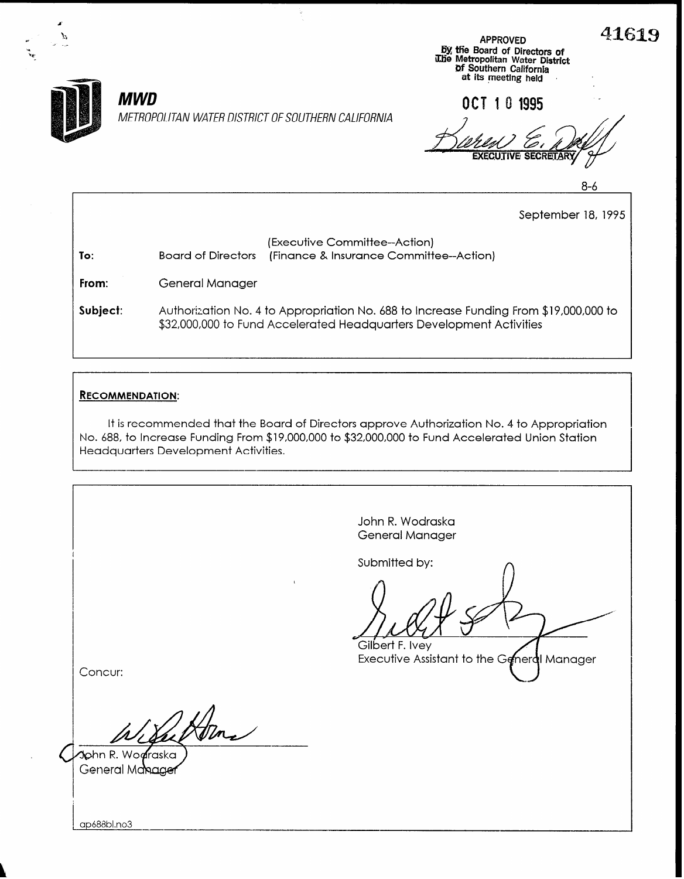41619

APPROVED
by the Board of Directors of
The Metropolitan Water District
of Southern California
at its meeting held

OCT 10 1995

EXECUTIVE SECRETARY

**MWD**

*METROPOLITAN WATER DISTRICT OF SOUTHERN CALIFORNIA*

8-6

September 18, 1995

**To:** Board of Directors (Executive Committee--Action) (Finance & Insurance Committee--Action)

**From:** General Manager

**Subject:** Authorization No. 4 to Appropriation No. 688 to Increase Funding From $19,000,000 to $32,000,000 to Fund Accelerated Headquarters Development Activities

**RECOMMENDATION:**

It is recommended that the Board of Directors approve Authorization No. 4 to Appropriation No. 688, to Increase Funding From $19,000,000 to $32,000,000 to Fund Accelerated Union Station Headquarters Development Activities.

John R. Wodraska
General Manager

Submitted by:

Gilbert F. Ivey
Executive Assistant to the General Manager

Concur:

John R. Wodraska
General Manager

ap688bl.no3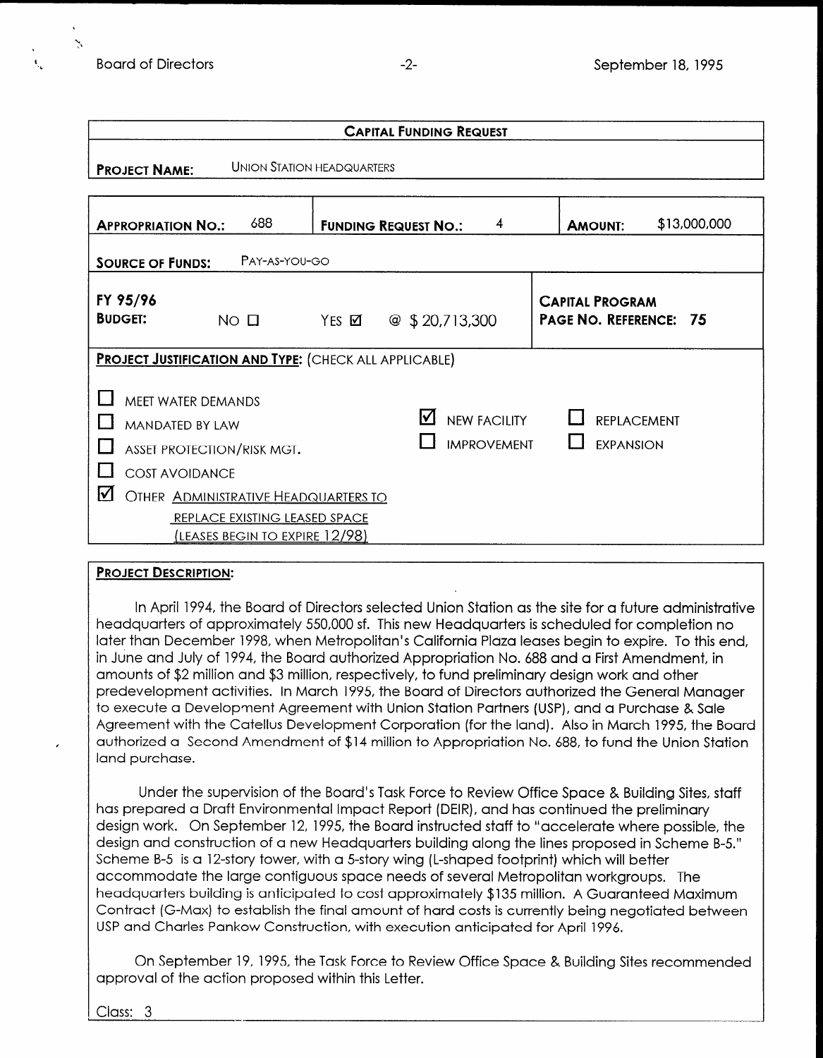## CAPITAL FUNDING REQUEST

**PROJECT NAME:** UNION STATION HEADQUARTERS

| **APPROPRIATION NO.:** 688 | **FUNDING REQUEST NO.:** 4 | **AMOUNT:** $13,000,000 |
|---|---|---|
| **SOURCE OF FUNDS:** PAY-AS-YOU-GO | | |
| **FY 95/96 BUDGET:** NO ☐ YES ☑ @ $ 20,713,300 | | **CAPITAL PROGRAM PAGE NO. REFERENCE: 75** |

**PROJECT JUSTIFICATION AND TYPE:** (CHECK ALL APPLICABLE)

- ☐ MEET WATER DEMANDS
- ☐ MANDATED BY LAW
- ☐ ASSET PROTECTION/RISK MGT.
- ☐ COST AVOIDANCE
- ☑ OTHER ADMINISTRATIVE HEADQUARTERS TO REPLACE EXISTING LEASED SPACE (LEASES BEGIN TO EXPIRE 12/98)

- ☑ NEW FACILITY
- ☐ IMPROVEMENT
- ☐ REPLACEMENT
- ☐ EXPANSION

**PROJECT DESCRIPTION:**

In April 1994, the Board of Directors selected Union Station as the site for a future administrative headquarters of approximately 550,000 sf. This new Headquarters is scheduled for completion no later than December 1998, when Metropolitan's California Plaza leases begin to expire. To this end, in June and July of 1994, the Board authorized Appropriation No. 688 and a First Amendment, in amounts of $2 million and $3 million, respectively, to fund preliminary design work and other predevelopment activities. In March 1995, the Board of Directors authorized the General Manager to execute a Development Agreement with Union Station Partners (USP), and a Purchase & Sale Agreement with the Catellus Development Corporation (for the land). Also in March 1995, the Board authorized a Second Amendment of $14 million to Appropriation No. 688, to fund the Union Station land purchase.

Under the supervision of the Board's Task Force to Review Office Space & Building Sites, staff has prepared a Draft Environmental Impact Report (DEIR), and has continued the preliminary design work. On September 12, 1995, the Board instructed staff to "accelerate where possible, the design and construction of a new Headquarters building along the lines proposed in Scheme B-5." Scheme B-5 is a 12-story tower, with a 5-story wing (L-shaped footprint) which will better accommodate the large contiguous space needs of several Metropolitan workgroups. The headquarters building is anticipated to cost approximately $135 million. A Guaranteed Maximum Contract (G-Max) to establish the final amount of hard costs is currently being negotiated between USP and Charles Pankow Construction, with execution anticipated for April 1996.

On September 19, 1995, the Task Force to Review Office Space & Building Sites recommended approval of the action proposed within this Letter.

Class: 3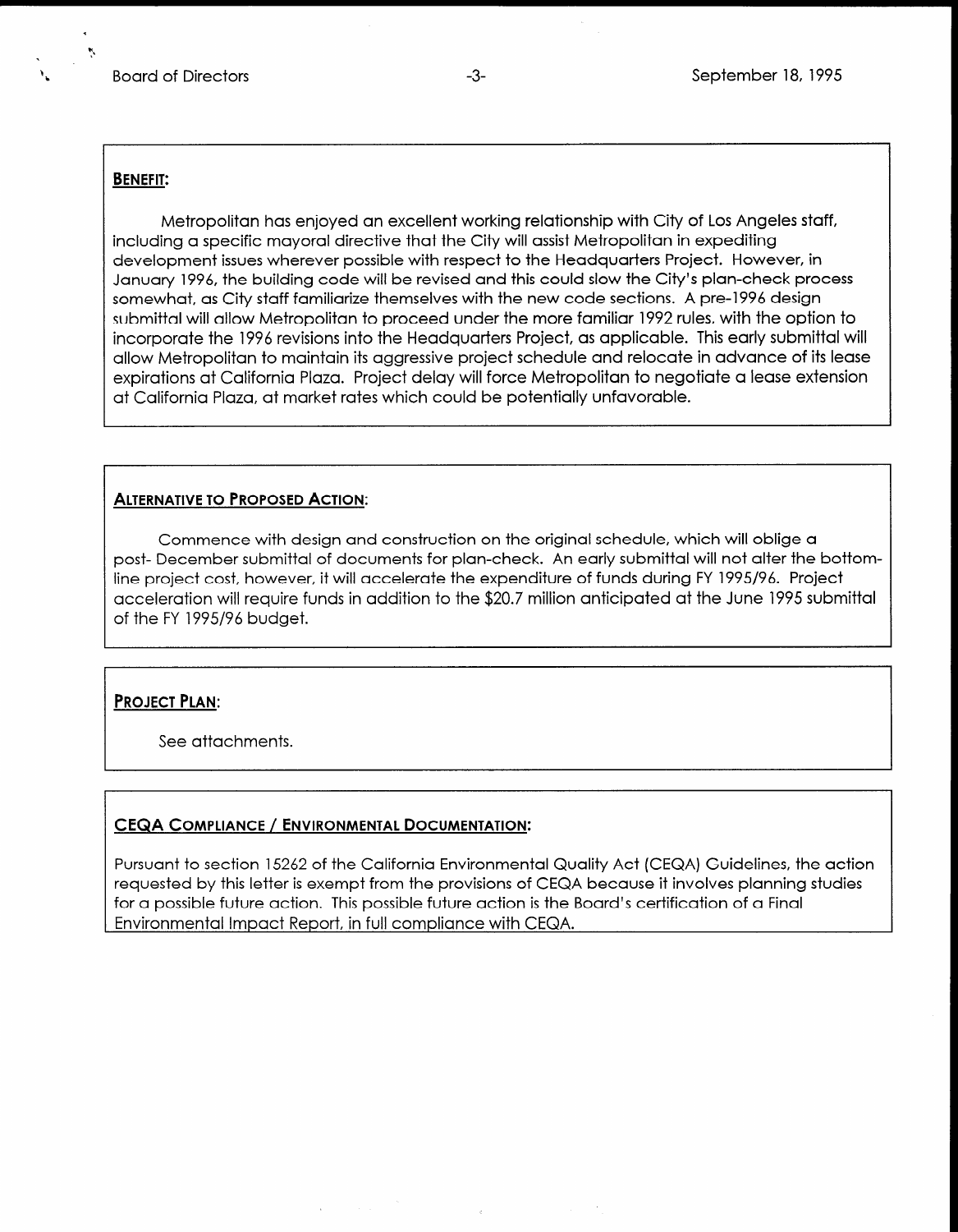## BENEFIT:

Metropolitan has enjoyed an excellent working relationship with City of Los Angeles staff, including a specific mayoral directive that the City will assist Metropolitan in expediting development issues wherever possible with respect to the Headquarters Project. However, in January 1996, the building code will be revised and this could slow the City's plan-check process somewhat, as City staff familiarize themselves with the new code sections. A pre-1996 design submittal will allow Metropolitan to proceed under the more familiar 1992 rules, with the option to incorporate the 1996 revisions into the Headquarters Project, as applicable. This early submittal will allow Metropolitan to maintain its aggressive project schedule and relocate in advance of its lease expirations at California Plaza. Project delay will force Metropolitan to negotiate a lease extension at California Plaza, at market rates which could be potentially unfavorable.

## ALTERNATIVE TO PROPOSED ACTION:

Commence with design and construction on the original schedule, which will oblige a post- December submittal of documents for plan-check. An early submittal will not alter the bottom-line project cost, however, it will accelerate the expenditure of funds during FY 1995/96. Project acceleration will require funds in addition to the $20.7 million anticipated at the June 1995 submittal of the FY 1995/96 budget.

## PROJECT PLAN:

See attachments.

## CEQA COMPLIANCE / ENVIRONMENTAL DOCUMENTATION:

Pursuant to section 15262 of the California Environmental Quality Act (CEQA) Guidelines, the action requested by this letter is exempt from the provisions of CEQA because it involves planning studies for a possible future action. This possible future action is the Board's certification of a Final Environmental Impact Report, in full compliance with CEQA.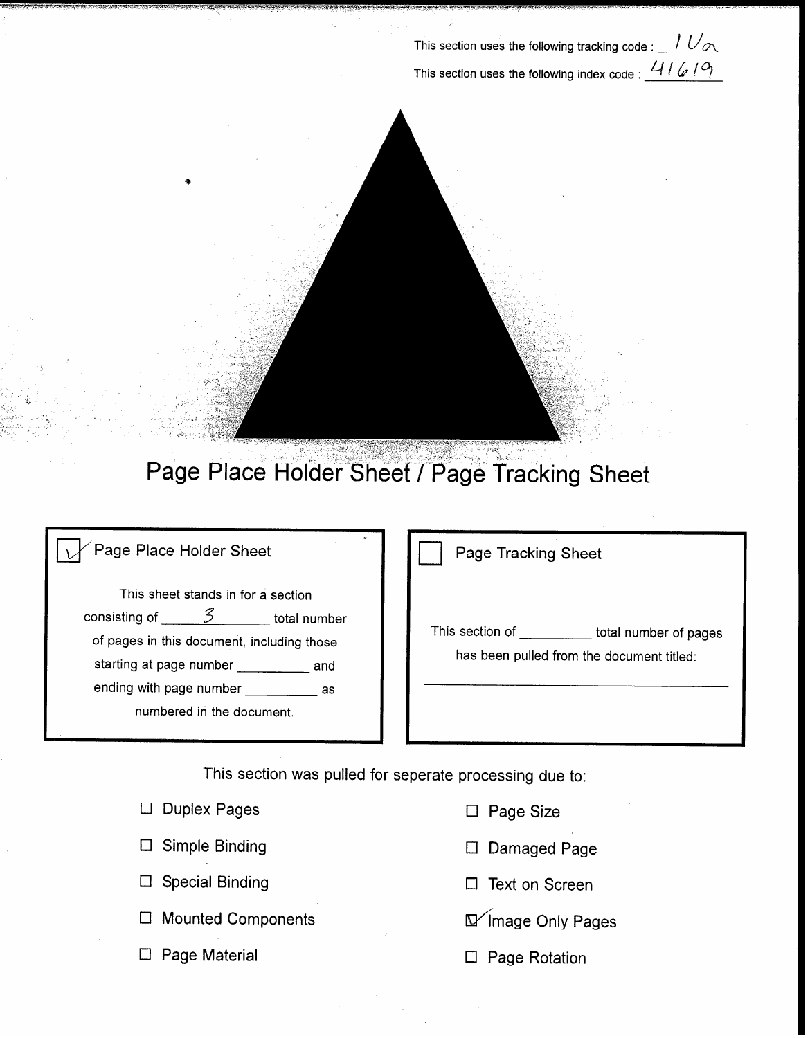This section uses the following tracking code : 1Ua

This section uses the following index code : 41619

# Page Place Holder Sheet / Page Tracking Sheet

☑ Page Place Holder Sheet

This sheet stands in for a section consisting of 3 total number of pages in this document, including those starting at page number \_\_\_\_\_\_\_\_\_\_ and ending with page number \_\_\_\_\_\_\_\_\_\_ as numbered in the document.

☐ Page Tracking Sheet

This section of \_\_\_\_\_\_\_\_\_\_ total number of pages has been pulled from the document titled:

\_\_\_\_\_\_\_\_\_\_\_\_\_\_\_\_\_\_\_\_\_\_\_\_\_\_\_\_\_\_\_\_\_\_\_\_\_\_\_\_

This section was pulled for seperate processing due to:

- ☐ Duplex Pages
- ☐ Simple Binding
- ☐ Special Binding
- ☐ Mounted Components
- ☐ Page Material
- ☐ Page Size
- ☐ Damaged Page
- ☐ Text on Screen
- ☑ Image Only Pages
- ☐ Page Rotation